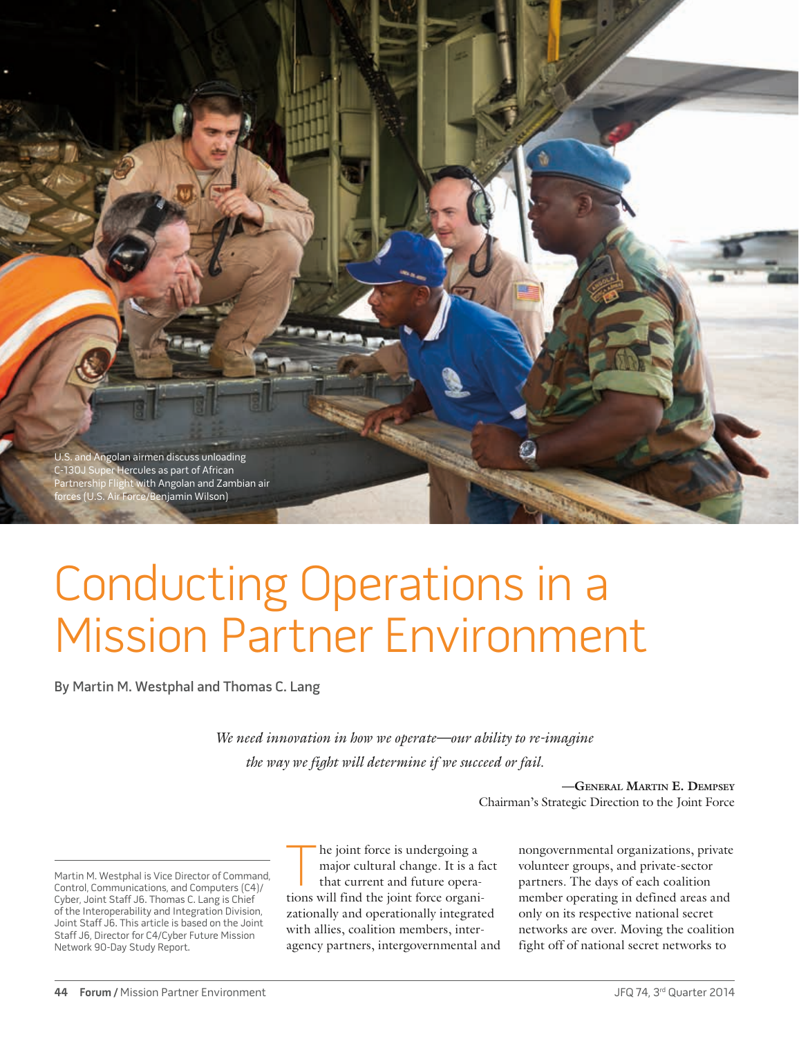U.S. and Angolan airmen discuss unloading C-130J Super Hercules as part of African Partnership Flight with Angolan and Zambian air forces (U.S. Air Force/Benjamin Wilson)

# Conducting Operations in a Mission Partner Environment

**By Martin M. Westphal and Thomas C. Lang**

*We need innovation in how we operate—our ability to re-imagine the way we fight will determine if we succeed or fail.*

—General Martin E. Dempsey
Chairman's Strategic Direction to the Joint Force

Martin M. Westphal is Vice Director of Command, Control, Communications, and Computers (C4)/Cyber, Joint Staff J6. Thomas C. Lang is Chief of the Interoperability and Integration Division, Joint Staff J6. This article is based on the Joint Staff J6, Director for C4/Cyber Future Mission Network 90-Day Study Report.

The joint force is undergoing a major cultural change. It is a fact that current and future operations will find the joint force organizationally and operationally integrated with allies, coalition members, interagency partners, intergovernmental and nongovernmental organizations, private volunteer groups, and private-sector partners. The days of each coalition member operating in defined areas and only on its respective national secret networks are over. Moving the coalition fight off of national secret networks to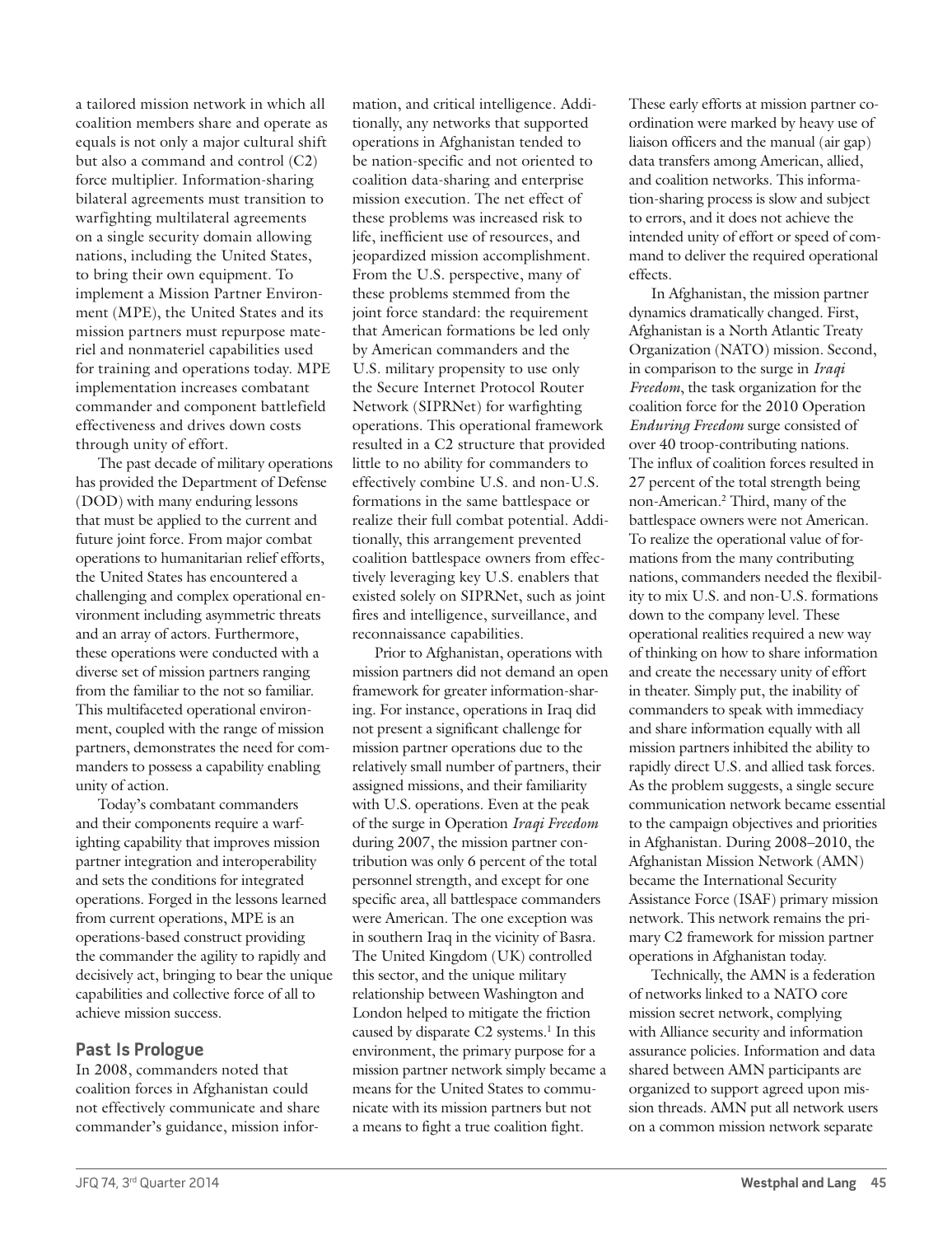a tailored mission network in which all coalition members share and operate as equals is not only a major cultural shift but also a command and control (C2) force multiplier. Information-sharing bilateral agreements must transition to warfighting multilateral agreements on a single security domain allowing nations, including the United States, to bring their own equipment. To implement a Mission Partner Environment (MPE), the United States and its mission partners must repurpose materiel and nonmateriel capabilities used for training and operations today. MPE implementation increases combatant commander and component battlefield effectiveness and drives down costs through unity of effort.

The past decade of military operations has provided the Department of Defense (DOD) with many enduring lessons that must be applied to the current and future joint force. From major combat operations to humanitarian relief efforts, the United States has encountered a challenging and complex operational environment including asymmetric threats and an array of actors. Furthermore, these operations were conducted with a diverse set of mission partners ranging from the familiar to the not so familiar. This multifaceted operational environment, coupled with the range of mission partners, demonstrates the need for commanders to possess a capability enabling unity of action.

Today's combatant commanders and their components require a warfighting capability that improves mission partner integration and interoperability and sets the conditions for integrated operations. Forged in the lessons learned from current operations, MPE is an operations-based construct providing the commander the agility to rapidly and decisively act, bringing to bear the unique capabilities and collective force of all to achieve mission success.

## Past Is Prologue

In 2008, commanders noted that coalition forces in Afghanistan could not effectively communicate and share commander's guidance, mission information, and critical intelligence. Additionally, any networks that supported operations in Afghanistan tended to be nation-specific and not oriented to coalition data-sharing and enterprise mission execution. The net effect of these problems was increased risk to life, inefficient use of resources, and jeopardized mission accomplishment. From the U.S. perspective, many of these problems stemmed from the joint force standard: the requirement that American formations be led only by American commanders and the U.S. military propensity to use only the Secure Internet Protocol Router Network (SIPRNet) for warfighting operations. This operational framework resulted in a C2 structure that provided little to no ability for commanders to effectively combine U.S. and non-U.S. formations in the same battlespace or realize their full combat potential. Additionally, this arrangement prevented coalition battlespace owners from effectively leveraging key U.S. enablers that existed solely on SIPRNet, such as joint fires and intelligence, surveillance, and reconnaissance capabilities.

Prior to Afghanistan, operations with mission partners did not demand an open framework for greater information-sharing. For instance, operations in Iraq did not present a significant challenge for mission partner operations due to the relatively small number of partners, their assigned missions, and their familiarity with U.S. operations. Even at the peak of the surge in Operation *Iraqi Freedom* during 2007, the mission partner contribution was only 6 percent of the total personnel strength, and except for one specific area, all battlespace commanders were American. The one exception was in southern Iraq in the vicinity of Basra. The United Kingdom (UK) controlled this sector, and the unique military relationship between Washington and London helped to mitigate the friction caused by disparate C2 systems.[1] In this environment, the primary purpose for a mission partner network simply became a means for the United States to communicate with its mission partners but not a means to fight a true coalition fight.

These early efforts at mission partner coordination were marked by heavy use of liaison officers and the manual (air gap) data transfers among American, allied, and coalition networks. This information-sharing process is slow and subject to errors, and it does not achieve the intended unity of effort or speed of command to deliver the required operational effects.

In Afghanistan, the mission partner dynamics dramatically changed. First, Afghanistan is a North Atlantic Treaty Organization (NATO) mission. Second, in comparison to the surge in *Iraqi Freedom*, the task organization for the coalition force for the 2010 Operation *Enduring Freedom* surge consisted of over 40 troop-contributing nations. The influx of coalition forces resulted in 27 percent of the total strength being non-American.[2] Third, many of the battlespace owners were not American. To realize the operational value of formations from the many contributing nations, commanders needed the flexibility to mix U.S. and non-U.S. formations down to the company level. These operational realities required a new way of thinking on how to share information and create the necessary unity of effort in theater. Simply put, the inability of commanders to speak with immediacy and share information equally with all mission partners inhibited the ability to rapidly direct U.S. and allied task forces. As the problem suggests, a single secure communication network became essential to the campaign objectives and priorities in Afghanistan. During 2008–2010, the Afghanistan Mission Network (AMN) became the International Security Assistance Force (ISAF) primary mission network. This network remains the primary C2 framework for mission partner operations in Afghanistan today.

Technically, the AMN is a federation of networks linked to a NATO core mission secret network, complying with Alliance security and information assurance policies. Information and data shared between AMN participants are organized to support agreed upon mission threads. AMN put all network users on a common mission network separate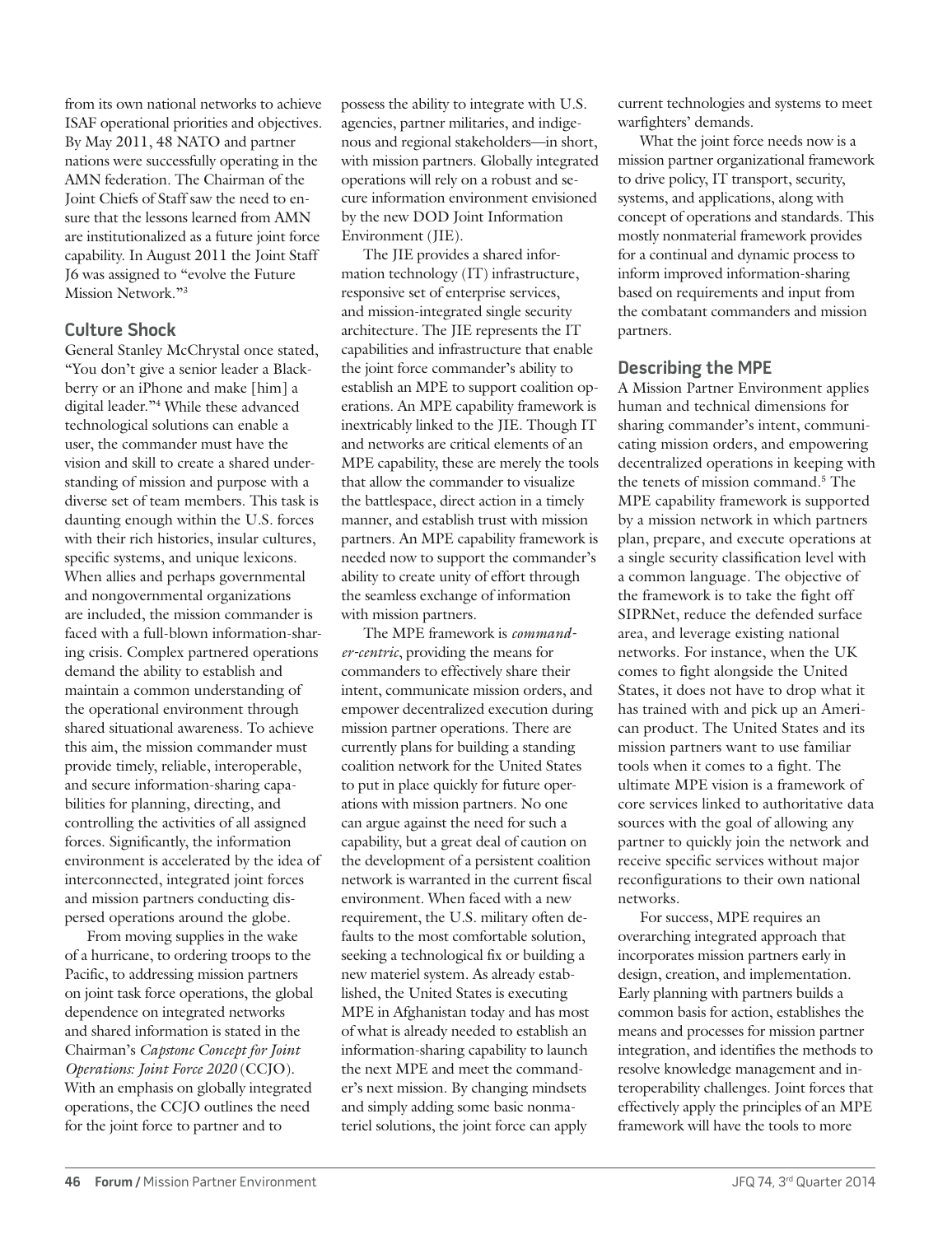from its own national networks to achieve ISAF operational priorities and objectives. By May 2011, 48 NATO and partner nations were successfully operating in the AMN federation. The Chairman of the Joint Chiefs of Staff saw the need to ensure that the lessons learned from AMN are institutionalized as a future joint force capability. In August 2011 the Joint Staff J6 was assigned to "evolve the Future Mission Network."[3]

## Culture Shock

General Stanley McChrystal once stated, "You don't give a senior leader a Blackberry or an iPhone and make [him] a digital leader."[4] While these advanced technological solutions can enable a user, the commander must have the vision and skill to create a shared understanding of mission and purpose with a diverse set of team members. This task is daunting enough within the U.S. forces with their rich histories, insular cultures, specific systems, and unique lexicons. When allies and perhaps governmental and nongovernmental organizations are included, the mission commander is faced with a full-blown information-sharing crisis. Complex partnered operations demand the ability to establish and maintain a common understanding of the operational environment through shared situational awareness. To achieve this aim, the mission commander must provide timely, reliable, interoperable, and secure information-sharing capabilities for planning, directing, and controlling the activities of all assigned forces. Significantly, the information environment is accelerated by the idea of interconnected, integrated joint forces and mission partners conducting dispersed operations around the globe.

From moving supplies in the wake of a hurricane, to ordering troops to the Pacific, to addressing mission partners on joint task force operations, the global dependence on integrated networks and shared information is stated in the Chairman's *Capstone Concept for Joint Operations: Joint Force 2020* (CCJO). With an emphasis on globally integrated operations, the CCJO outlines the need for the joint force to partner and to possess the ability to integrate with U.S. agencies, partner militaries, and indigenous and regional stakeholders—in short, with mission partners. Globally integrated operations will rely on a robust and secure information environment envisioned by the new DOD Joint Information Environment (JIE).

The JIE provides a shared information technology (IT) infrastructure, responsive set of enterprise services, and mission-integrated single security architecture. The JIE represents the IT capabilities and infrastructure that enable the joint force commander's ability to establish an MPE to support coalition operations. An MPE capability framework is inextricably linked to the JIE. Though IT and networks are critical elements of an MPE capability, these are merely the tools that allow the commander to visualize the battlespace, direct action in a timely manner, and establish trust with mission partners. An MPE capability framework is needed now to support the commander's ability to create unity of effort through the seamless exchange of information with mission partners.

The MPE framework is *commander-centric*, providing the means for commanders to effectively share their intent, communicate mission orders, and empower decentralized execution during mission partner operations. There are currently plans for building a standing coalition network for the United States to put in place quickly for future operations with mission partners. No one can argue against the need for such a capability, but a great deal of caution on the development of a persistent coalition network is warranted in the current fiscal environment. When faced with a new requirement, the U.S. military often defaults to the most comfortable solution, seeking a technological fix or building a new materiel system. As already established, the United States is executing MPE in Afghanistan today and has most of what is already needed to establish an information-sharing capability to launch the next MPE and meet the commander's next mission. By changing mindsets and simply adding some basic nonmateriel solutions, the joint force can apply current technologies and systems to meet warfighters' demands.

What the joint force needs now is a mission partner organizational framework to drive policy, IT transport, security, systems, and applications, along with concept of operations and standards. This mostly nonmaterial framework provides for a continual and dynamic process to inform improved information-sharing based on requirements and input from the combatant commanders and mission partners.

## Describing the MPE

A Mission Partner Environment applies human and technical dimensions for sharing commander's intent, communicating mission orders, and empowering decentralized operations in keeping with the tenets of mission command.[5] The MPE capability framework is supported by a mission network in which partners plan, prepare, and execute operations at a single security classification level with a common language. The objective of the framework is to take the fight off SIPRNet, reduce the defended surface area, and leverage existing national networks. For instance, when the UK comes to fight alongside the United States, it does not have to drop what it has trained with and pick up an American product. The United States and its mission partners want to use familiar tools when it comes to a fight. The ultimate MPE vision is a framework of core services linked to authoritative data sources with the goal of allowing any partner to quickly join the network and receive specific services without major reconfigurations to their own national networks.

For success, MPE requires an overarching integrated approach that incorporates mission partners early in design, creation, and implementation. Early planning with partners builds a common basis for action, establishes the means and processes for mission partner integration, and identifies the methods to resolve knowledge management and interoperability challenges. Joint forces that effectively apply the principles of an MPE framework will have the tools to more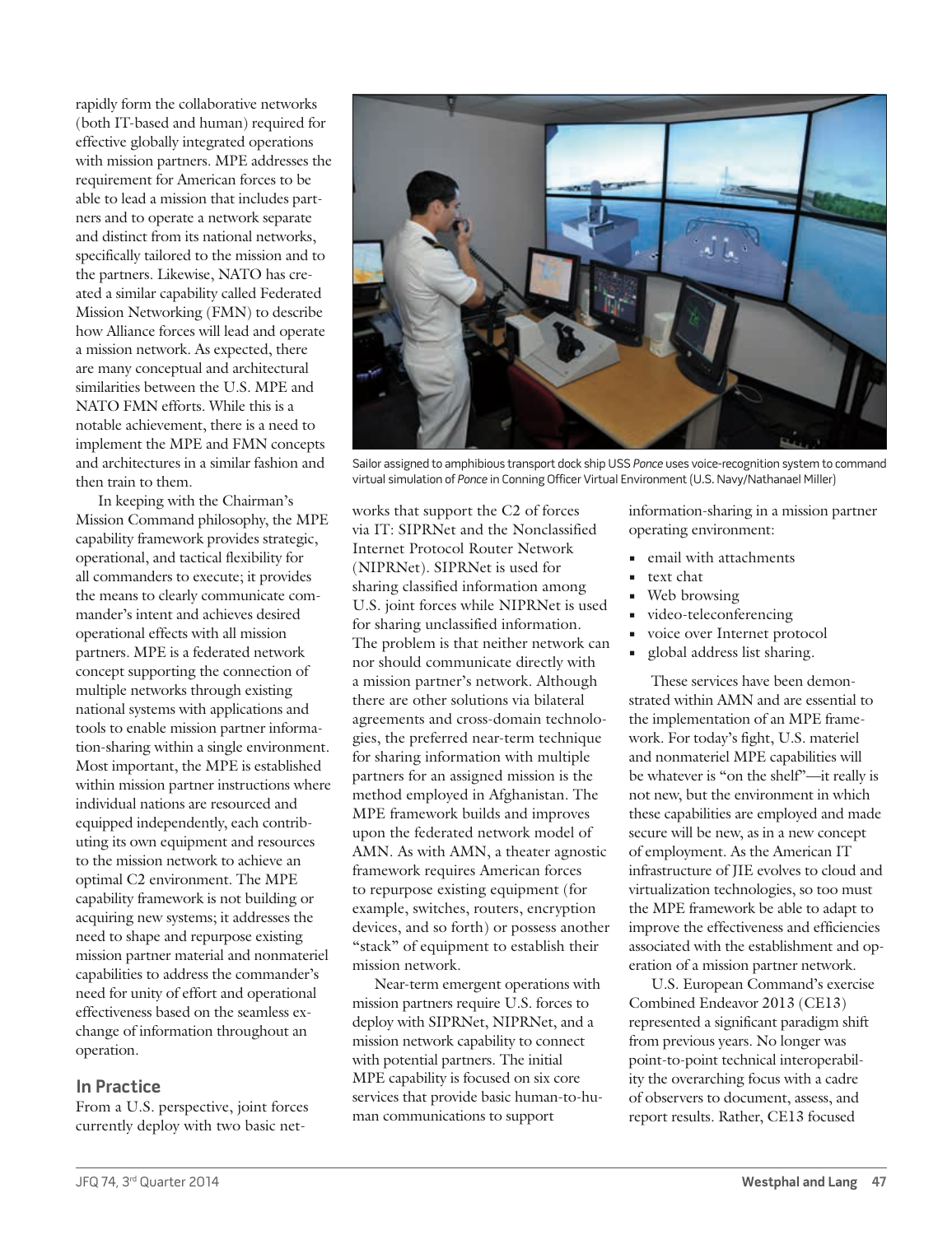rapidly form the collaborative networks (both IT-based and human) required for effective globally integrated operations with mission partners. MPE addresses the requirement for American forces to be able to lead a mission that includes partners and to operate a network separate and distinct from its national networks, specifically tailored to the mission and to the partners. Likewise, NATO has created a similar capability called Federated Mission Networking (FMN) to describe how Alliance forces will lead and operate a mission network. As expected, there are many conceptual and architectural similarities between the U.S. MPE and NATO FMN efforts. While this is a notable achievement, there is a need to implement the MPE and FMN concepts and architectures in a similar fashion and then train to them.

In keeping with the Chairman's Mission Command philosophy, the MPE capability framework provides strategic, operational, and tactical flexibility for all commanders to execute; it provides the means to clearly communicate commander's intent and achieves desired operational effects with all mission partners. MPE is a federated network concept supporting the connection of multiple networks through existing national systems with applications and tools to enable mission partner information-sharing within a single environment. Most important, the MPE is established within mission partner instructions where individual nations are resourced and equipped independently, each contributing its own equipment and resources to the mission network to achieve an optimal C2 environment. The MPE capability framework is not building or acquiring new systems; it addresses the need to shape and repurpose existing mission partner material and nonmateriel capabilities to address the commander's need for unity of effort and operational effectiveness based on the seamless exchange of information throughout an operation.

Sailor assigned to amphibious transport dock ship USS *Ponce* uses voice-recognition system to command virtual simulation of *Ponce* in Conning Officer Virtual Environment (U.S. Navy/Nathanael Miller)

## In Practice

From a U.S. perspective, joint forces currently deploy with two basic networks that support the C2 of forces via IT: SIPRNet and the Nonclassified Internet Protocol Router Network (NIPRNet). SIPRNet is used for sharing classified information among U.S. joint forces while NIPRNet is used for sharing unclassified information. The problem is that neither network can nor should communicate directly with a mission partner's network. Although there are other solutions via bilateral agreements and cross-domain technologies, the preferred near-term technique for sharing information with multiple partners for an assigned mission is the method employed in Afghanistan. The MPE framework builds and improves upon the federated network model of AMN. As with AMN, a theater agnostic framework requires American forces to repurpose existing equipment (for example, switches, routers, encryption devices, and so forth) or possess another "stack" of equipment to establish their mission network.

Near-term emergent operations with mission partners require U.S. forces to deploy with SIPRNet, NIPRNet, and a mission network capability to connect with potential partners. The initial MPE capability is focused on six core services that provide basic human-to-human communications to support information-sharing in a mission partner operating environment:

- email with attachments
- text chat
- Web browsing
- video-teleconferencing
- voice over Internet protocol
- global address list sharing.

These services have been demonstrated within AMN and are essential to the implementation of an MPE framework. For today's fight, U.S. materiel and nonmateriel MPE capabilities will be whatever is "on the shelf"—it really is not new, but the environment in which these capabilities are employed and made secure will be new, as in a new concept of employment. As the American IT infrastructure of JIE evolves to cloud and virtualization technologies, so too must the MPE framework be able to adapt to improve the effectiveness and efficiencies associated with the establishment and operation of a mission partner network.

U.S. European Command's exercise Combined Endeavor 2013 (CE13) represented a significant paradigm shift from previous years. No longer was point-to-point technical interoperability the overarching focus with a cadre of observers to document, assess, and report results. Rather, CE13 focused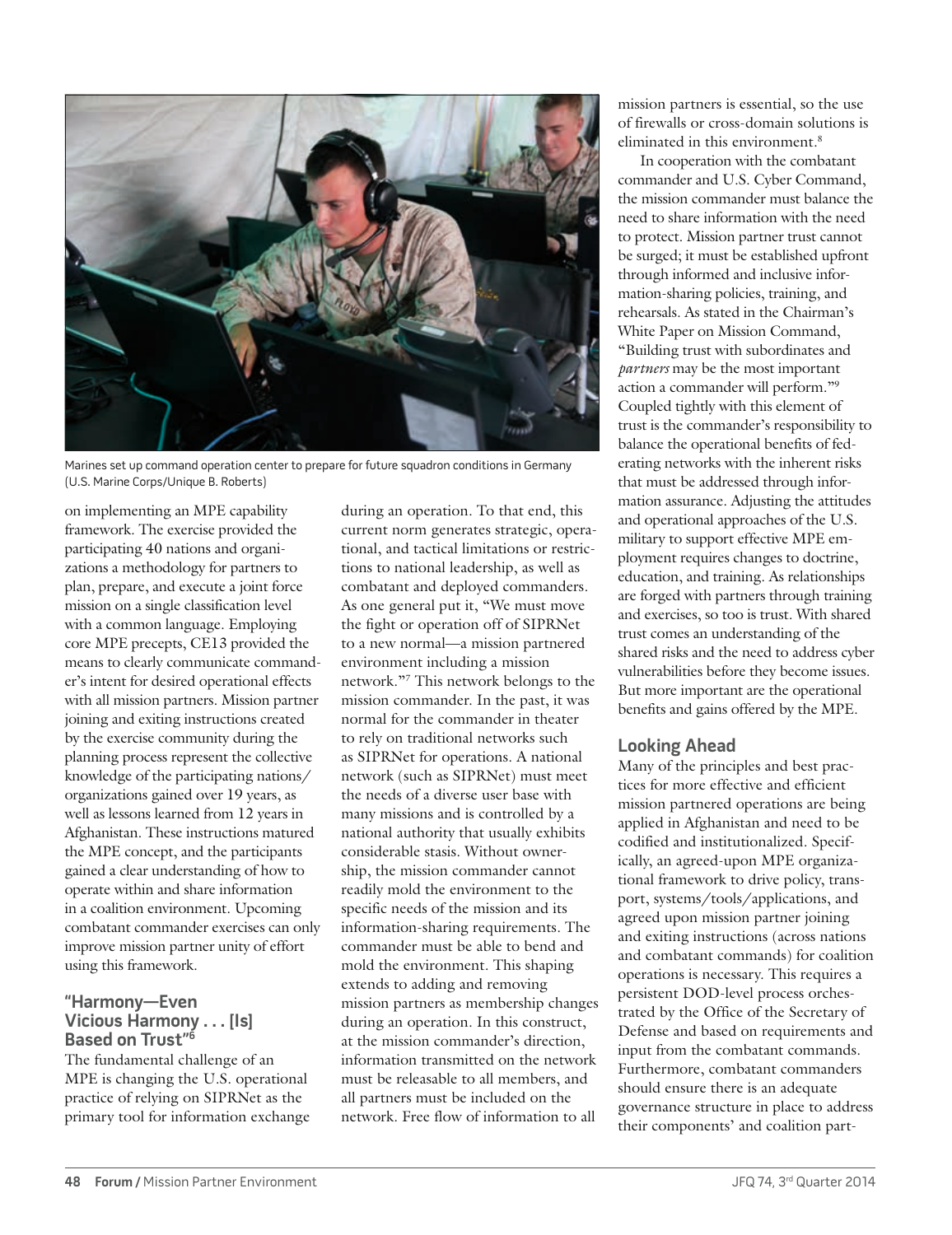Marines set up command operation center to prepare for future squadron conditions in Germany (U.S. Marine Corps/Unique B. Roberts)

on implementing an MPE capability framework. The exercise provided the participating 40 nations and organizations a methodology for partners to plan, prepare, and execute a joint force mission on a single classification level with a common language. Employing core MPE precepts, CE13 provided the means to clearly communicate commander's intent for desired operational effects with all mission partners. Mission partner joining and exiting instructions created by the exercise community during the planning process represent the collective knowledge of the participating nations/organizations gained over 19 years, as well as lessons learned from 12 years in Afghanistan. These instructions matured the MPE concept, and the participants gained a clear understanding of how to operate within and share information in a coalition environment. Upcoming combatant commander exercises can only improve mission partner unity of effort using this framework.

## "Harmony—Even Vicious Harmony . . . [Is] Based on Trust"[6]

The fundamental challenge of an MPE is changing the U.S. operational practice of relying on SIPRNet as the primary tool for information exchange during an operation. To that end, this current norm generates strategic, operational, and tactical limitations or restrictions to national leadership, as well as combatant and deployed commanders. As one general put it, "We must move the fight or operation off of SIPRNet to a new normal—a mission partnered environment including a mission network."[7] This network belongs to the mission commander. In the past, it was normal for the commander in theater to rely on traditional networks such as SIPRNet for operations. A national network (such as SIPRNet) must meet the needs of a diverse user base with many missions and is controlled by a national authority that usually exhibits considerable stasis. Without ownership, the mission commander cannot readily mold the environment to the specific needs of the mission and its information-sharing requirements. The commander must be able to bend and mold the environment. This shaping extends to adding and removing mission partners as membership changes during an operation. In this construct, at the mission commander's direction, information transmitted on the network must be releasable to all members, and all partners must be included on the network. Free flow of information to all mission partners is essential, so the use of firewalls or cross-domain solutions is eliminated in this environment.[8]

In cooperation with the combatant commander and U.S. Cyber Command, the mission commander must balance the need to share information with the need to protect. Mission partner trust cannot be surged; it must be established upfront through informed and inclusive information-sharing policies, training, and rehearsals. As stated in the Chairman's White Paper on Mission Command, "Building trust with subordinates and *partners* may be the most important action a commander will perform."[9] Coupled tightly with this element of trust is the commander's responsibility to balance the operational benefits of federating networks with the inherent risks that must be addressed through information assurance. Adjusting the attitudes and operational approaches of the U.S. military to support effective MPE employment requires changes to doctrine, education, and training. As relationships are forged with partners through training and exercises, so too is trust. With shared trust comes an understanding of the shared risks and the need to address cyber vulnerabilities before they become issues. But more important are the operational benefits and gains offered by the MPE.

## Looking Ahead

Many of the principles and best practices for more effective and efficient mission partnered operations are being applied in Afghanistan and need to be codified and institutionalized. Specifically, an agreed-upon MPE organizational framework to drive policy, transport, systems/tools/applications, and agreed upon mission partner joining and exiting instructions (across nations and combatant commands) for coalition operations is necessary. This requires a persistent DOD-level process orchestrated by the Office of the Secretary of Defense and based on requirements and input from the combatant commands. Furthermore, combatant commanders should ensure there is an adequate governance structure in place to address their components' and coalition part-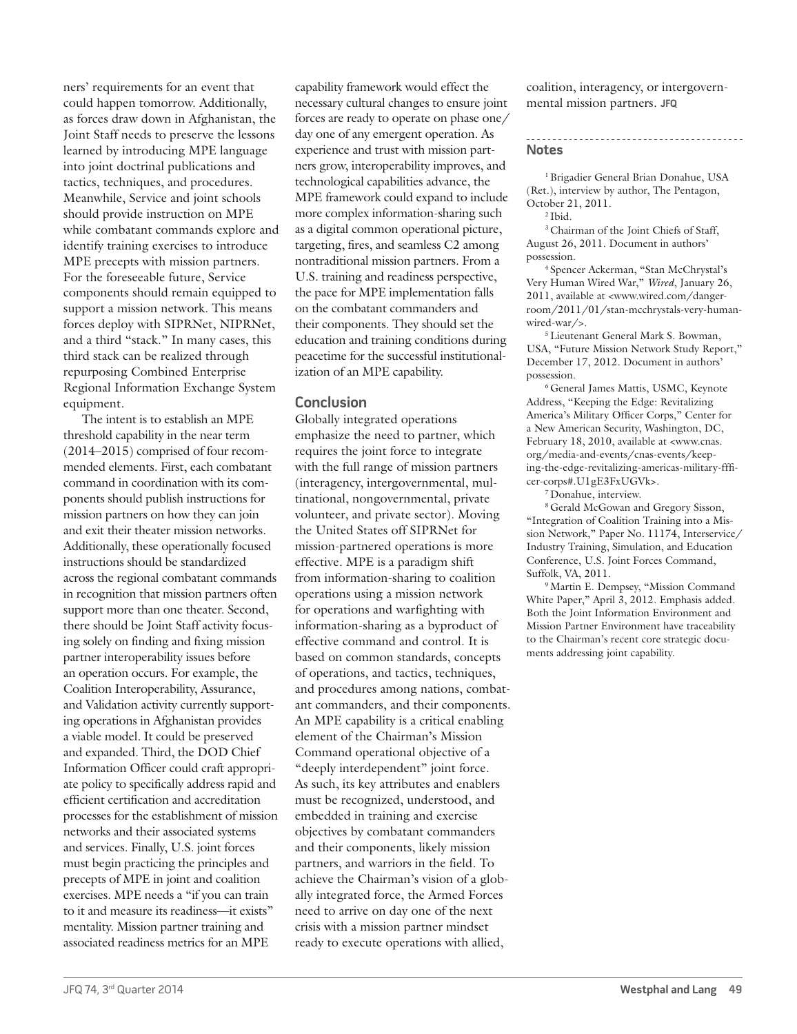ners' requirements for an event that could happen tomorrow. Additionally, as forces draw down in Afghanistan, the Joint Staff needs to preserve the lessons learned by introducing MPE language into joint doctrinal publications and tactics, techniques, and procedures. Meanwhile, Service and joint schools should provide instruction on MPE while combatant commands explore and identify training exercises to introduce MPE precepts with mission partners. For the foreseeable future, Service components should remain equipped to support a mission network. This means forces deploy with SIPRNet, NIPRNet, and a third "stack." In many cases, this third stack can be realized through repurposing Combined Enterprise Regional Information Exchange System equipment.

The intent is to establish an MPE threshold capability in the near term (2014–2015) comprised of four recommended elements. First, each combatant command in coordination with its components should publish instructions for mission partners on how they can join and exit their theater mission networks. Additionally, these operationally focused instructions should be standardized across the regional combatant commands in recognition that mission partners often support more than one theater. Second, there should be Joint Staff activity focusing solely on finding and fixing mission partner interoperability issues before an operation occurs. For example, the Coalition Interoperability, Assurance, and Validation activity currently supporting operations in Afghanistan provides a viable model. It could be preserved and expanded. Third, the DOD Chief Information Officer could craft appropriate policy to specifically address rapid and efficient certification and accreditation processes for the establishment of mission networks and their associated systems and services. Finally, U.S. joint forces must begin practicing the principles and precepts of MPE in joint and coalition exercises. MPE needs a "if you can train to it and measure its readiness—it exists" mentality. Mission partner training and associated readiness metrics for an MPE capability framework would effect the necessary cultural changes to ensure joint forces are ready to operate on phase one/day one of any emergent operation. As experience and trust with mission partners grow, interoperability improves, and technological capabilities advance, the MPE framework could expand to include more complex information-sharing such as a digital common operational picture, targeting, fires, and seamless C2 among nontraditional mission partners. From a U.S. training and readiness perspective, the pace for MPE implementation falls on the combatant commanders and their components. They should set the education and training conditions during peacetime for the successful institutionalization of an MPE capability.

## Conclusion

Globally integrated operations emphasize the need to partner, which requires the joint force to integrate with the full range of mission partners (interagency, intergovernmental, multinational, nongovernmental, private volunteer, and private sector). Moving the United States off SIPRNet for mission-partnered operations is more effective. MPE is a paradigm shift from information-sharing to coalition operations using a mission network for operations and warfighting with information-sharing as a byproduct of effective command and control. It is based on common standards, concepts of operations, and tactics, techniques, and procedures among nations, combatant commanders, and their components. An MPE capability is a critical enabling element of the Chairman's Mission Command operational objective of a "deeply interdependent" joint force. As such, its key attributes and enablers must be recognized, understood, and embedded in training and exercise objectives by combatant commanders and their components, likely mission partners, and warriors in the field. To achieve the Chairman's vision of a globally integrated force, the Armed Forces need to arrive on day one of the next crisis with a mission partner mindset ready to execute operations with allied, coalition, interagency, or intergovernmental mission partners. **JFQ**

## Notes

[1] Brigadier General Brian Donahue, USA (Ret.), interview by author, The Pentagon, October 21, 2011.

[2] Ibid.

[3] Chairman of the Joint Chiefs of Staff, August 26, 2011. Document in authors' possession.

[4] Spencer Ackerman, "Stan McChrystal's Very Human Wired War," *Wired*, January 26, 2011, available at <www.wired.com/dangerroom/2011/01/stan-mcchrystals-very-human-wired-war/>.

[5] Lieutenant General Mark S. Bowman, USA, "Future Mission Network Study Report," December 17, 2012. Document in authors' possession.

[6] General James Mattis, USMC, Keynote Address, "Keeping the Edge: Revitalizing America's Military Officer Corps," Center for a New American Security, Washington, DC, February 18, 2010, available at <www.cnas.org/media-and-events/cnas-events/keeping-the-edge-revitalizing-americas-military-fffi­cer-corps#.U1gE3FxUGVk>.

[7] Donahue, interview.

[8] Gerald McGowan and Gregory Sisson, "Integration of Coalition Training into a Mission Network," Paper No. 11174, Interservice/Industry Training, Simulation, and Education Conference, U.S. Joint Forces Command, Suffolk, VA, 2011.

[9] Martin E. Dempsey, "Mission Command White Paper," April 3, 2012. Emphasis added. Both the Joint Information Environment and Mission Partner Environment have traceability to the Chairman's recent core strategic documents addressing joint capability.